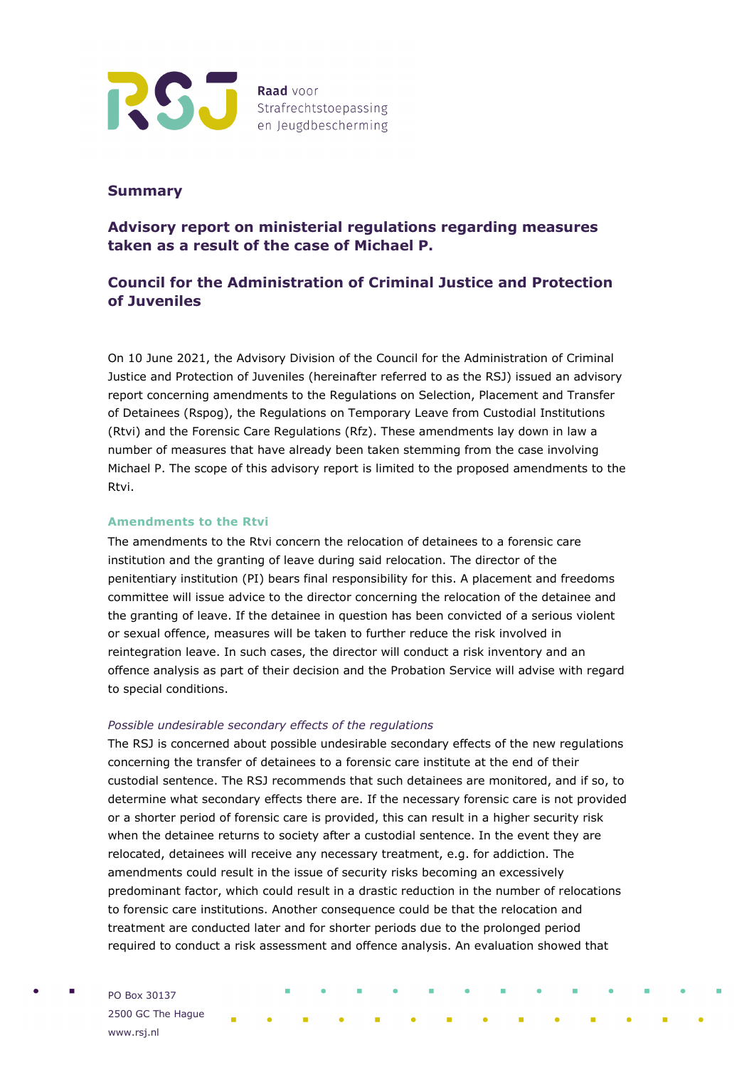**Summary**

## Advisory report on ministerial regulations regarding measures taken as a result of the case of Michael P.

## Council for the Administration of Criminal Justice and Protection of Juveniles

On 10 June 2021, the Advisory Division of the Council for the Administration of Criminal Justice and Protection of Juveniles (hereinafter referred to as the RSJ) issued an advisory report concerning amendments to the Regulations on Selection, Placement and Transfer of Detainees (Rspog), the Regulations on Temporary Leave from Custodial Institutions (Rtvi) and the Forensic Care Regulations (Rfz). These amendments lay down in law a number of measures that have already been taken stemming from the case involving Michael P. The scope of this advisory report is limited to the proposed amendments to the Rtvi.

### Amendments to the Rtvi

The amendments to the Rtvi concern the relocation of detainees to a forensic care institution and the granting of leave during said relocation. The director of the penitentiary institution (PI) bears final responsibility for this. A placement and freedoms committee will issue advice to the director concerning the relocation of the detainee and the granting of leave. If the detainee in question has been convicted of a serious violent or sexual offence, measures will be taken to further reduce the risk involved in reintegration leave. In such cases, the director will conduct a risk inventory and an offence analysis as part of their decision and the Probation Service will advise with regard to special conditions.

*Possible undesirable secondary effects of the regulations*

The RSJ is concerned about possible undesirable secondary effects of the new regulations concerning the transfer of detainees to a forensic care institute at the end of their custodial sentence. The RSJ recommends that such detainees are monitored, and if so, to determine what secondary effects there are. If the necessary forensic care is not provided or a shorter period of forensic care is provided, this can result in a higher security risk when the detainee returns to society after a custodial sentence. In the event they are relocated, detainees will receive any necessary treatment, e.g. for addiction. The amendments could result in the issue of security risks becoming an excessively predominant factor, which could result in a drastic reduction in the number of relocations to forensic care institutions. Another consequence could be that the relocation and treatment are conducted later and for shorter periods due to the prolonged period required to conduct a risk assessment and offence analysis. An evaluation showed that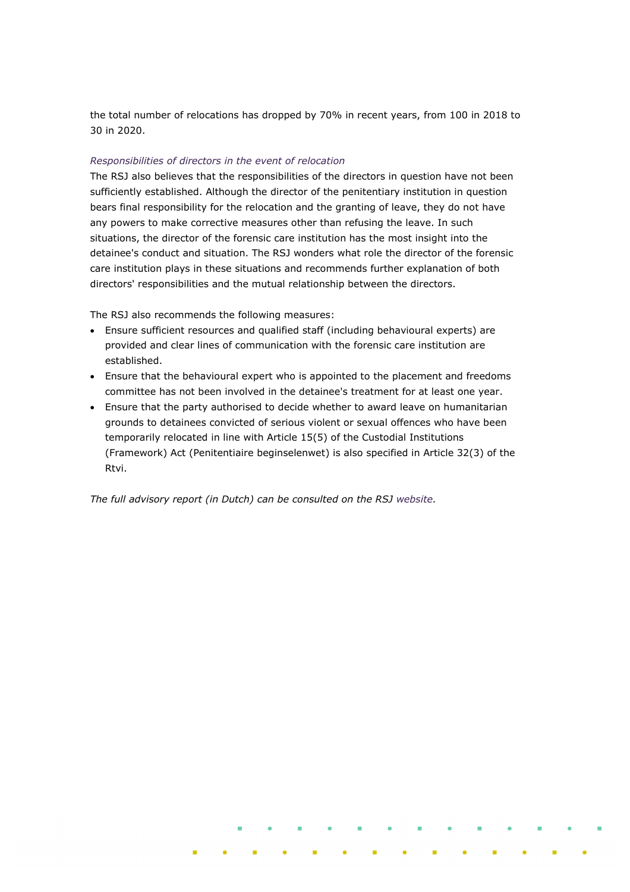the total number of relocations has dropped by 70% in recent years, from 100 in 2018 to 30 in 2020.

*Responsibilities of directors in the event of relocation*

The RSJ also believes that the responsibilities of the directors in question have not been sufficiently established. Although the director of the penitentiary institution in question bears final responsibility for the relocation and the granting of leave, they do not have any powers to make corrective measures other than refusing the leave. In such situations, the director of the forensic care institution has the most insight into the detainee's conduct and situation. The RSJ wonders what role the director of the forensic care institution plays in these situations and recommends further explanation of both directors' responsibilities and the mutual relationship between the directors.

The RSJ also recommends the following measures:

- Ensure sufficient resources and qualified staff (including behavioural experts) are provided and clear lines of communication with the forensic care institution are established.
- Ensure that the behavioural expert who is appointed to the placement and freedoms committee has not been involved in the detainee's treatment for at least one year.
- Ensure that the party authorised to decide whether to award leave on humanitarian grounds to detainees convicted of serious violent or sexual offences who have been temporarily relocated in line with Article 15(5) of the Custodial Institutions (Framework) Act (Penitentiaire beginselenwet) is also specified in Article 32(3) of the Rtvi.

*The full advisory report (in Dutch) can be consulted on the RSJ website.*